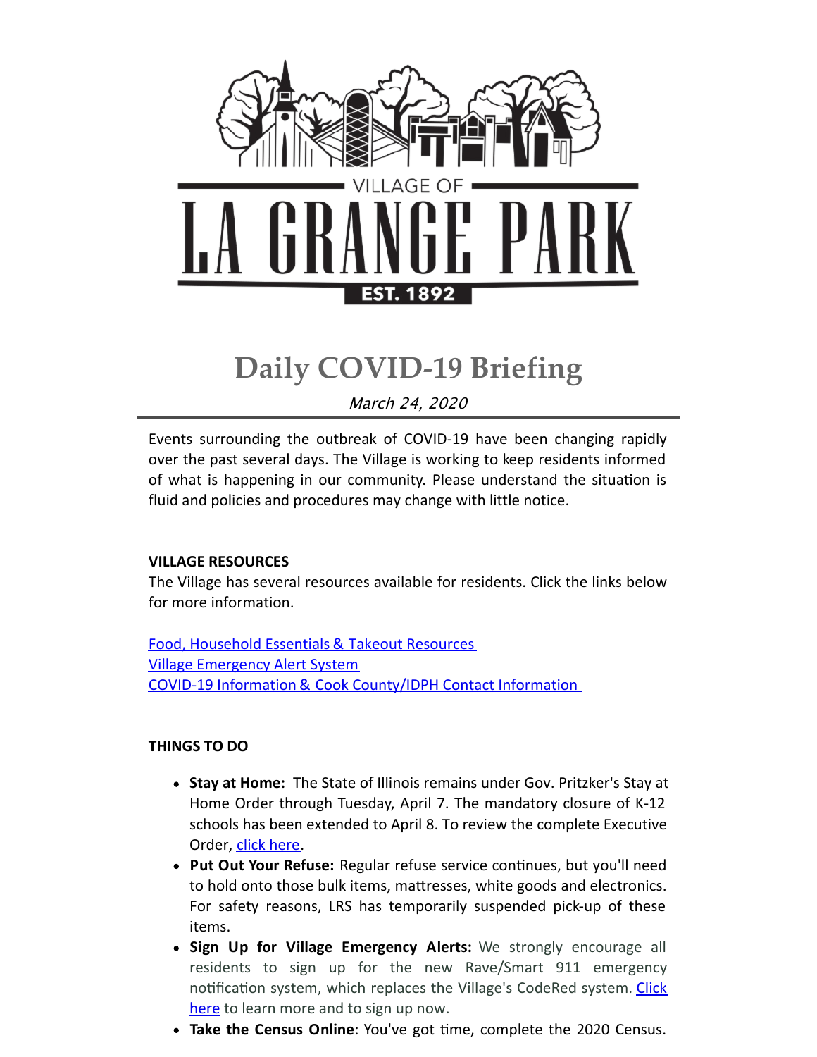VILLAGE OF

# LA GRANGE PARK

EST. 1892

# Daily COVID-19 Briefing

*March 24, 2020*

---

Events surrounding the outbreak of COVID-19 have been changing rapidly over the past several days. The Village is working to keep residents informed of what is happening in our community. Please understand the situation is fluid and policies and procedures may change with little notice.

**VILLAGE RESOURCES**
The Village has several resources available for residents. Click the links below for more information.

[Food, Household Essentials & Takeout Resources](#)
[Village Emergency Alert System](#)
[COVID-19 Information & Cook County/IDPH Contact Information](#)

**THINGS TO DO**

- **Stay at Home:** The State of Illinois remains under Gov. Pritzker's Stay at Home Order through Tuesday, April 7. The mandatory closure of K-12 schools has been extended to April 8. To review the complete Executive Order, [click here](#).
- **Put Out Your Refuse:** Regular refuse service continues, but you'll need to hold onto those bulk items, mattresses, white goods and electronics. For safety reasons, LRS has temporarily suspended pick-up of these items.
- **Sign Up for Village Emergency Alerts:** We strongly encourage all residents to sign up for the new Rave/Smart 911 emergency notification system, which replaces the Village's CodeRed system. [Click here](#) to learn more and to sign up now.
- **Take the Census Online**: You've got time, complete the 2020 Census.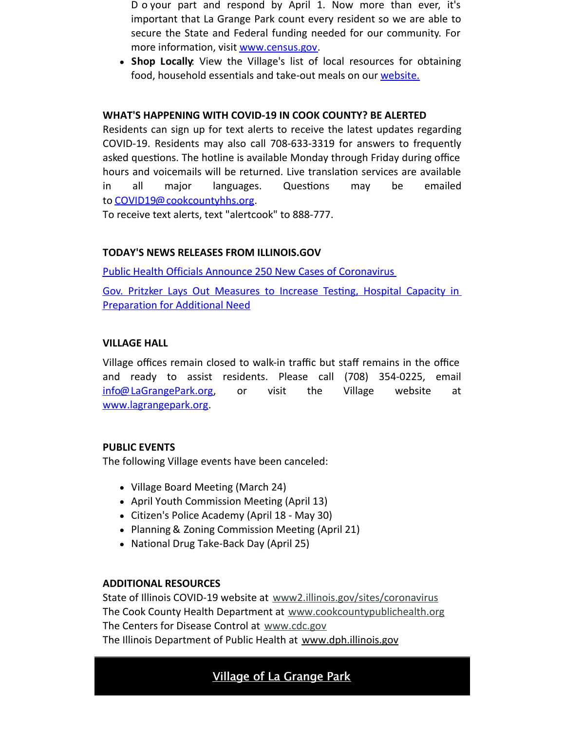Do your part and respond by April 1. Now more than ever, it's important that La Grange Park count every resident so we are able to secure the State and Federal funding needed for our community. For more information, visit [www.census.gov](www.census.gov).

- **Shop Locally**: View the Village's list of local resources for obtaining food, household essentials and take-out meals on our [website.](website)

**WHAT'S HAPPENING WITH COVID-19 IN COOK COUNTY? BE ALERTED**

Residents can sign up for text alerts to receive the latest updates regarding COVID-19. Residents may also call 708-633-3319 for answers to frequently asked questions. The hotline is available Monday through Friday during office hours and voicemails will be returned. Live translation services are available in all major languages. Questions may be emailed to [COVID19@cookcountyhhs.org](mailto:COVID19@cookcountyhhs.org).

To receive text alerts, text "alertcook" to 888-777.

**TODAY'S NEWS RELEASES FROM ILLINOIS.GOV**

[Public Health Officials Announce 250 New Cases of Coronavirus](#)

[Gov. Pritzker Lays Out Measures to Increase Testing, Hospital Capacity in Preparation for Additional Need](#)

**VILLAGE HALL**

Village offices remain closed to walk-in traffic but staff remains in the office and ready to assist residents. Please call (708) 354-0225, email [info@LaGrangePark.org](mailto:info@LaGrangePark.org), or visit the Village website at [www.lagrangepark.org](www.lagrangepark.org).

**PUBLIC EVENTS**

The following Village events have been canceled:

- Village Board Meeting (March 24)
- April Youth Commission Meeting (April 13)
- Citizen's Police Academy (April 18 - May 30)
- Planning & Zoning Commission Meeting (April 21)
- National Drug Take-Back Day (April 25)

**ADDITIONAL RESOURCES**

State of Illinois COVID-19 website at [www2.illinois.gov/sites/coronavirus](www2.illinois.gov/sites/coronavirus)
The Cook County Health Department at [www.cookcountypublichealth.org](www.cookcountypublichealth.org)
The Centers for Disease Control at [www.cdc.gov](www.cdc.gov)
The Illinois Department of Public Health at [www.dph.illinois.gov](www.dph.illinois.gov)

[Village of La Grange Park](#)